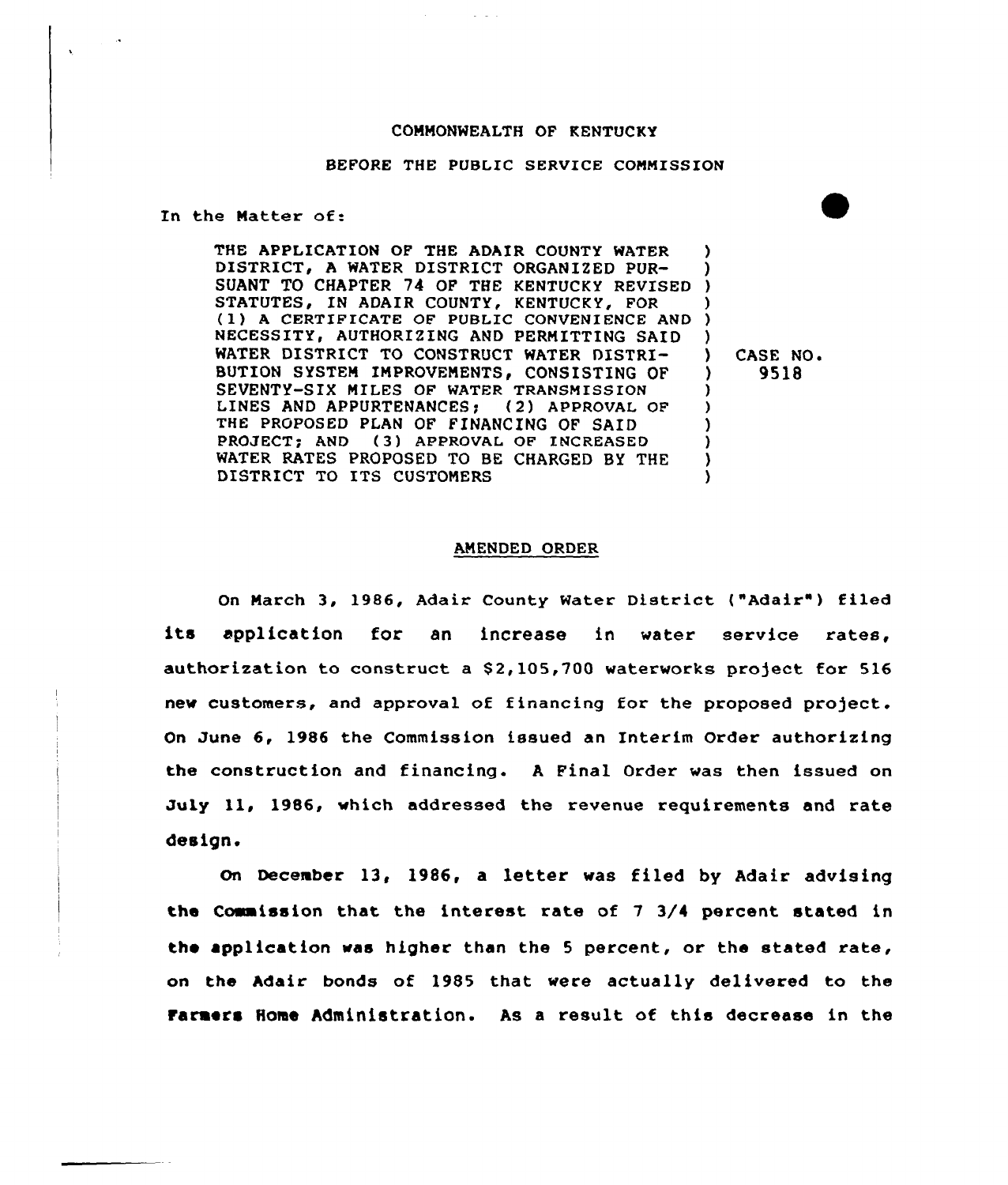COMMONWEALTH OF KENTUCKY

BEFORE THE PUBLIC SERVICE COMMISSION

In the Matter of:

THE APPLICATION OF THE ADAIR COUNTY WATER DISTRICT, A WATER DISTRICT ORGANIZED PURSUANT TO CHAPTER 74 OF THE KENTUCKY REVISED STATUTES, IN ADAIR COUNTY, KENTUCKY, FOR (1) A CERTIFICATE OF PUBLIC CONVENIENCE AND NECESSITY, AUTHORIZING AND PERMITTING SAID WATER DISTRICT TO CONSTRUCT WATER DISTRIBUTION SYSTEM IMPROVEMENTS, CONSISTING OF SEVENTY-SIX MILES OF WATER TRANSMISSION LINES AND APPURTENANCES; (2) APPROVAL OF THE PROPOSED PLAN OF FINANCING OF SAID PROJECT; AND (3) APPROVAL OF INCREASED WATER RATES PROPOSED TO BE CHARGED BY THE DISTRICT TO ITS CUSTOMERS

CASE NO. 9518

## AMENDED ORDER

On March 3, 1986, Adair County Water District ("Adair") filed its application for an increase in water service rates, authorization to construct a $2,105,700 waterworks project for 516 new customers, and approval of financing for the proposed project. On June 6, 1986 the Commission issued an Interim Order authorizing the construction and financing. A Final Order was then issued on July 11, 1986, which addressed the revenue requirements and rate design.

On December 13, 1986, a letter was filed by Adair advising the Commission that the interest rate of 7 3/4 percent stated in the application was higher than the 5 percent, or the stated rate, on the Adair bonds of 1985 that were actually delivered to the Farmers Home Administration. As a result of this decrease in the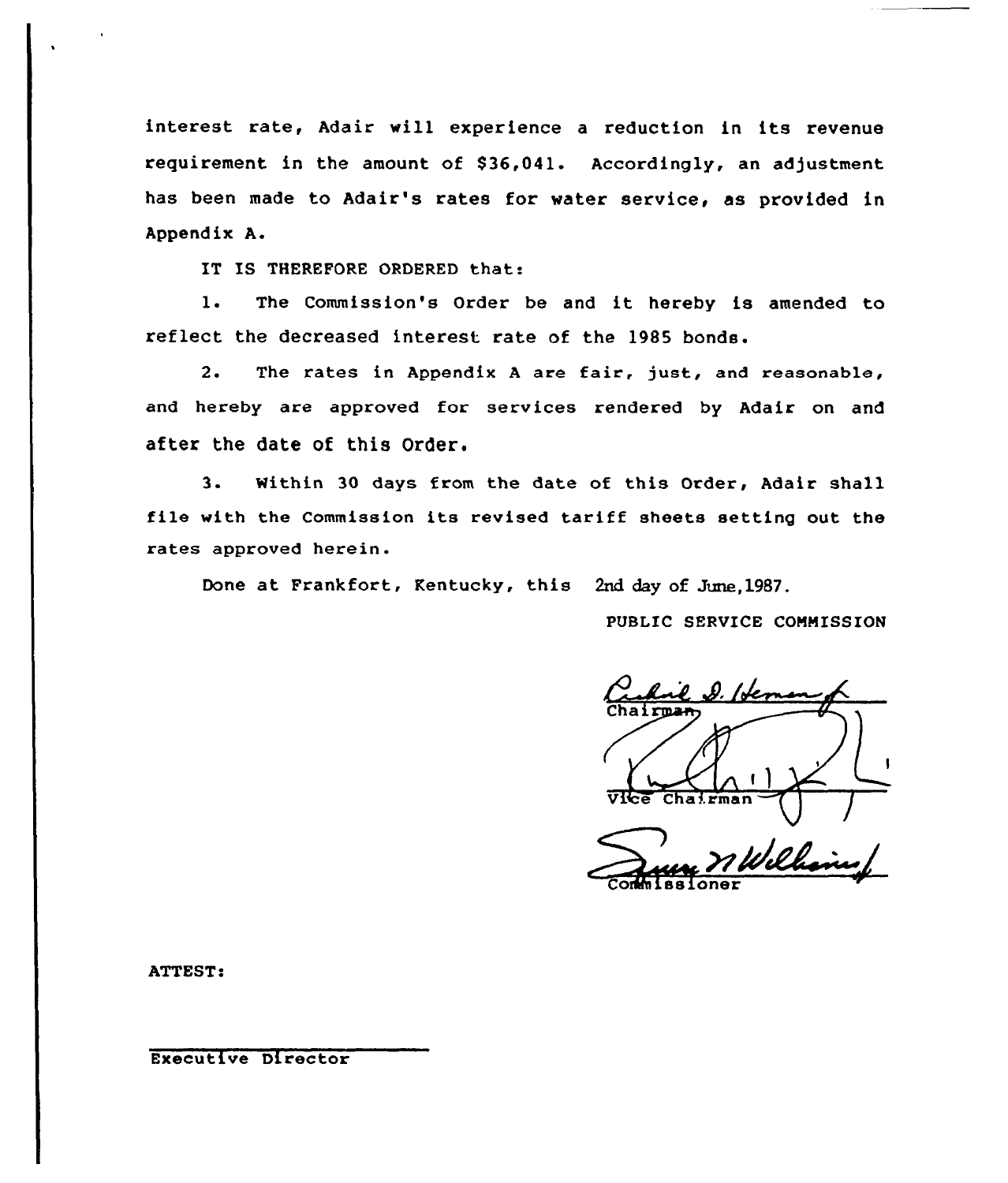interest rate, Adair will experience a reduction in its revenue requirement in the amount of $36,041. Accordingly, an adjustment has been made to Adair's rates for water service, as provided in Appendix A.

IT IS THEREFORE ORDERED that:

1. The Commission's Order be and it hereby is amended to reflect the decreased interest rate of the 1985 bonds.

2. The rates in Appendix A are fair, just, and reasonable, and hereby are approved for services rendered by Adair on and after the date of this Order.

3. Within 30 days from the date of this Order, Adair shall file with the Commission its revised tariff sheets setting out the rates approved herein.

Done at Frankfort, Kentucky, this 2nd day of June, 1987.

PUBLIC SERVICE COMMISSION

Chairman

Vice Chairman

Commissioner

ATTEST:

Executive Director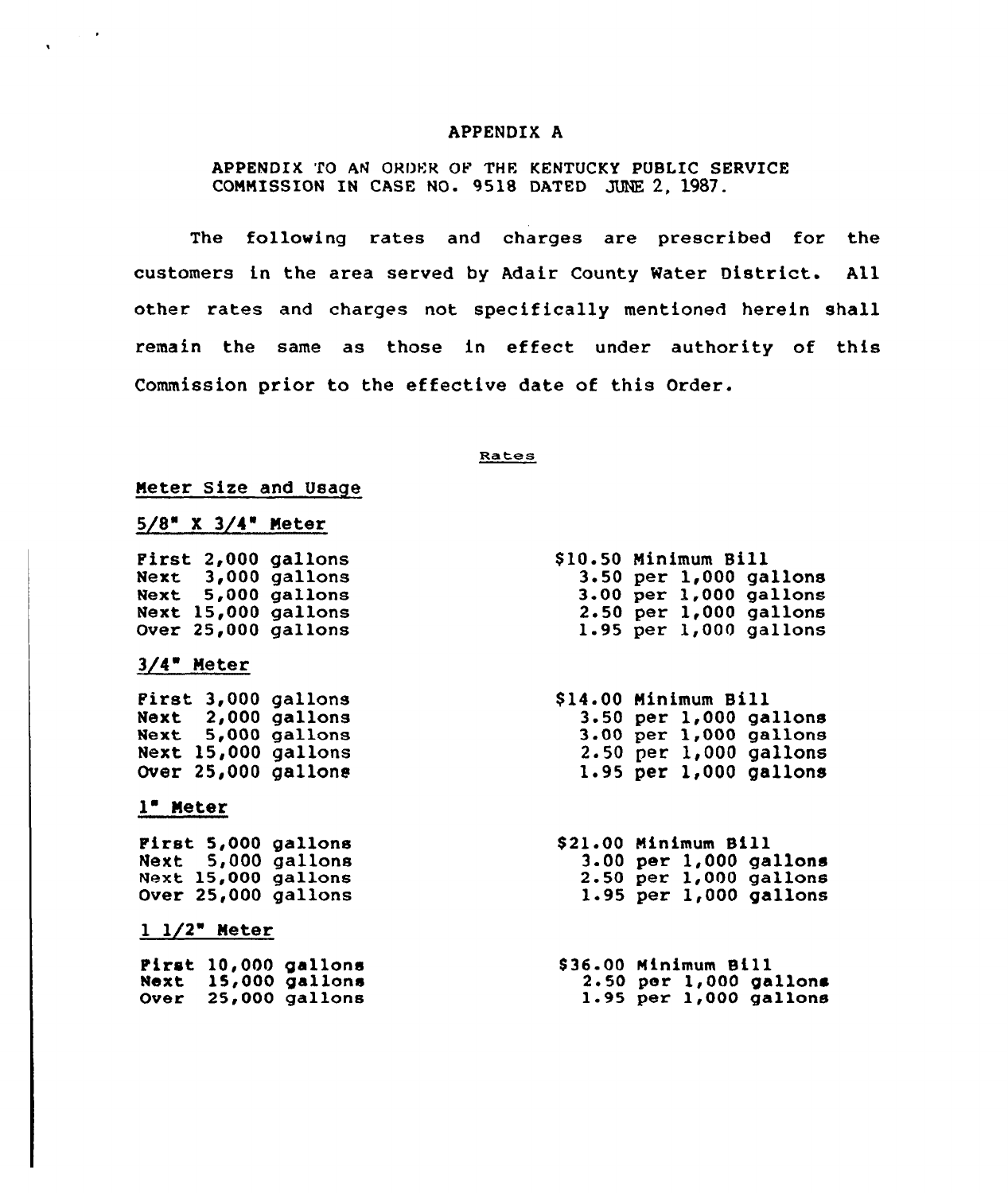# APPENDIX A

APPENDIX TO AN ORDER OF THE KENTUCKY PUBLIC SERVICE COMMISSION IN CASE NO. 9518 DATED JUNE 2, 1987.

The following rates and charges are prescribed for the customers in the area served by Adair County Water District. All other rates and charges not specifically mentioned herein shall remain the same as those in effect under authority of this Commission prior to the effective date of this Order.

## Rates

### Meter Size and Usage

**5/8" X 3/4" Meter**

| | |
|---|---|
| First 2,000 gallons | $10.50 Minimum Bill |
| Next 3,000 gallons | 3.50 per 1,000 gallons |
| Next 5,000 gallons | 3.00 per 1,000 gallons |
| Next 15,000 gallons | 2.50 per 1,000 gallons |
| Over 25,000 gallons | 1.95 per 1,000 gallons |

**3/4" Meter**

| | |
|---|---|
| First 3,000 gallons | $14.00 Minimum Bill |
| Next 2,000 gallons | 3.50 per 1,000 gallons |
| Next 5,000 gallons | 3.00 per 1,000 gallons |
| Next 15,000 gallons | 2.50 per 1,000 gallons |
| Over 25,000 gallons | 1.95 per 1,000 gallons |

**1" Meter**

| | |
|---|---|
| First 5,000 gallons | $21.00 Minimum Bill |
| Next 5,000 gallons | 3.00 per 1,000 gallons |
| Next 15,000 gallons | 2.50 per 1,000 gallons |
| Over 25,000 gallons | 1.95 per 1,000 gallons |

**1 1/2" Meter**

| | |
|---|---|
| First 10,000 gallons | $36.00 Minimum Bill |
| Next 15,000 gallons | 2.50 per 1,000 gallons |
| Over 25,000 gallons | 1.95 per 1,000 gallons |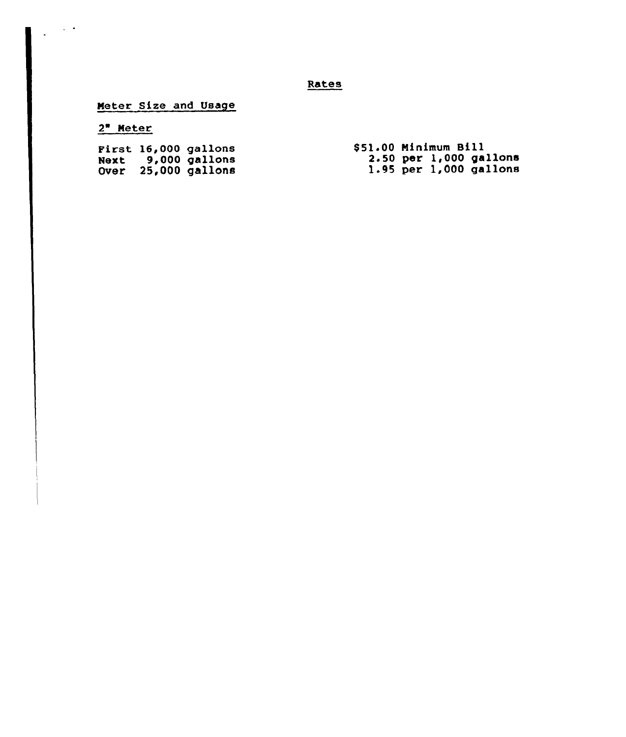## Rates

**Meter Size and Usage**

**2" Meter**

| | |
|---|---|
| First 16,000 gallons | $51.00 Minimum Bill |
| Next 9,000 gallons | 2.50 per 1,000 gallons |
| Over 25,000 gallons | 1.95 per 1,000 gallons |